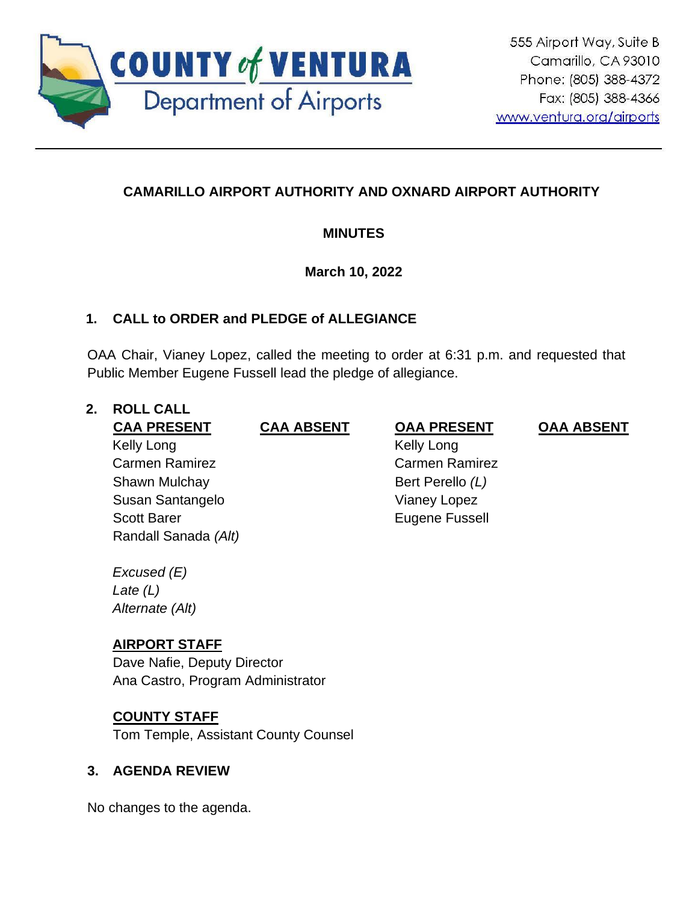COUNTY of VENTURA
Department of Airports

555 Airport Way, Suite B
Camarillo, CA 93010
Phone: (805) 388-4372
Fax: (805) 388-4366
www.ventura.org/airports

---

**CAMARILLO AIRPORT AUTHORITY AND OXNARD AIRPORT AUTHORITY**

**MINUTES**

**March 10, 2022**

## 1. CALL to ORDER and PLEDGE of ALLEGIANCE

OAA Chair, Vianey Lopez, called the meeting to order at 6:31 p.m. and requested that Public Member Eugene Fussell lead the pledge of allegiance.

## 2. ROLL CALL

| CAA PRESENT | CAA ABSENT | OAA PRESENT | OAA ABSENT |
|---|---|---|---|
| Kelly Long | | Kelly Long | |
| Carmen Ramirez | | Carmen Ramirez | |
| Shawn Mulchay | | Bert Perello *(L)* | |
| Susan Santangelo | | Vianey Lopez | |
| Scott Barer | | Eugene Fussell | |
| Randall Sanada *(Alt)* | | | |

*Excused (E)*
*Late (L)*
*Alternate (Alt)*

**AIRPORT STAFF**
Dave Nafie, Deputy Director
Ana Castro, Program Administrator

**COUNTY STAFF**
Tom Temple, Assistant County Counsel

## 3. AGENDA REVIEW

No changes to the agenda.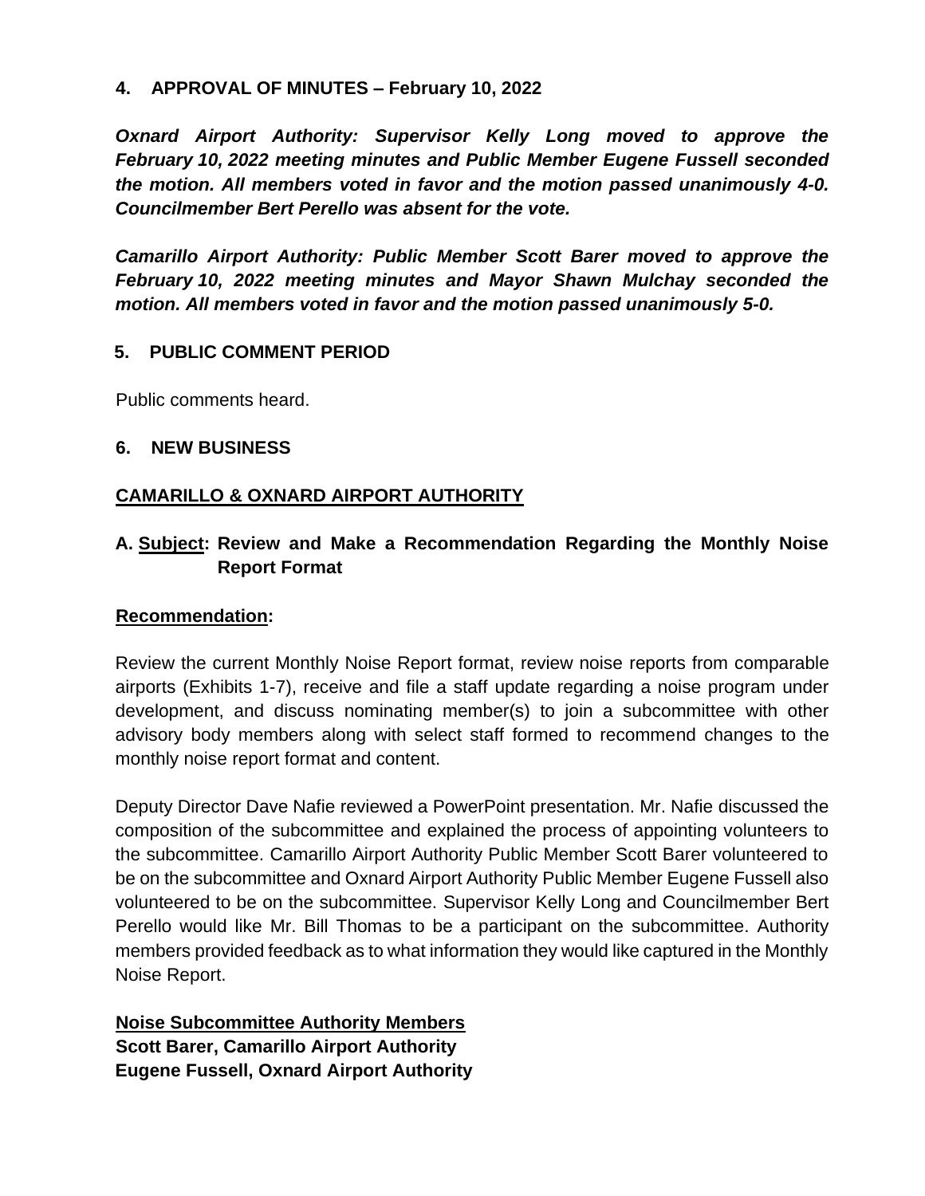**4. APPROVAL OF MINUTES – February 10, 2022**

***Oxnard Airport Authority: Supervisor Kelly Long moved to approve the February 10, 2022 meeting minutes and Public Member Eugene Fussell seconded the motion. All members voted in favor and the motion passed unanimously 4-0. Councilmember Bert Perello was absent for the vote.***

***Camarillo Airport Authority: Public Member Scott Barer moved to approve the February 10, 2022 meeting minutes and Mayor Shawn Mulchay seconded the motion. All members voted in favor and the motion passed unanimously 5-0.***

**5. PUBLIC COMMENT PERIOD**

Public comments heard.

**6. NEW BUSINESS**

**<u>CAMARILLO & OXNARD AIRPORT AUTHORITY</u>**

**A. <u>Subject</u>: Review and Make a Recommendation Regarding the Monthly Noise Report Format**

**<u>Recommendation</u>:**

Review the current Monthly Noise Report format, review noise reports from comparable airports (Exhibits 1-7), receive and file a staff update regarding a noise program under development, and discuss nominating member(s) to join a subcommittee with other advisory body members along with select staff formed to recommend changes to the monthly noise report format and content.

Deputy Director Dave Nafie reviewed a PowerPoint presentation. Mr. Nafie discussed the composition of the subcommittee and explained the process of appointing volunteers to the subcommittee. Camarillo Airport Authority Public Member Scott Barer volunteered to be on the subcommittee and Oxnard Airport Authority Public Member Eugene Fussell also volunteered to be on the subcommittee. Supervisor Kelly Long and Councilmember Bert Perello would like Mr. Bill Thomas to be a participant on the subcommittee. Authority members provided feedback as to what information they would like captured in the Monthly Noise Report.

**<u>Noise Subcommittee Authority Members</u>**
**Scott Barer, Camarillo Airport Authority**
**Eugene Fussell, Oxnard Airport Authority**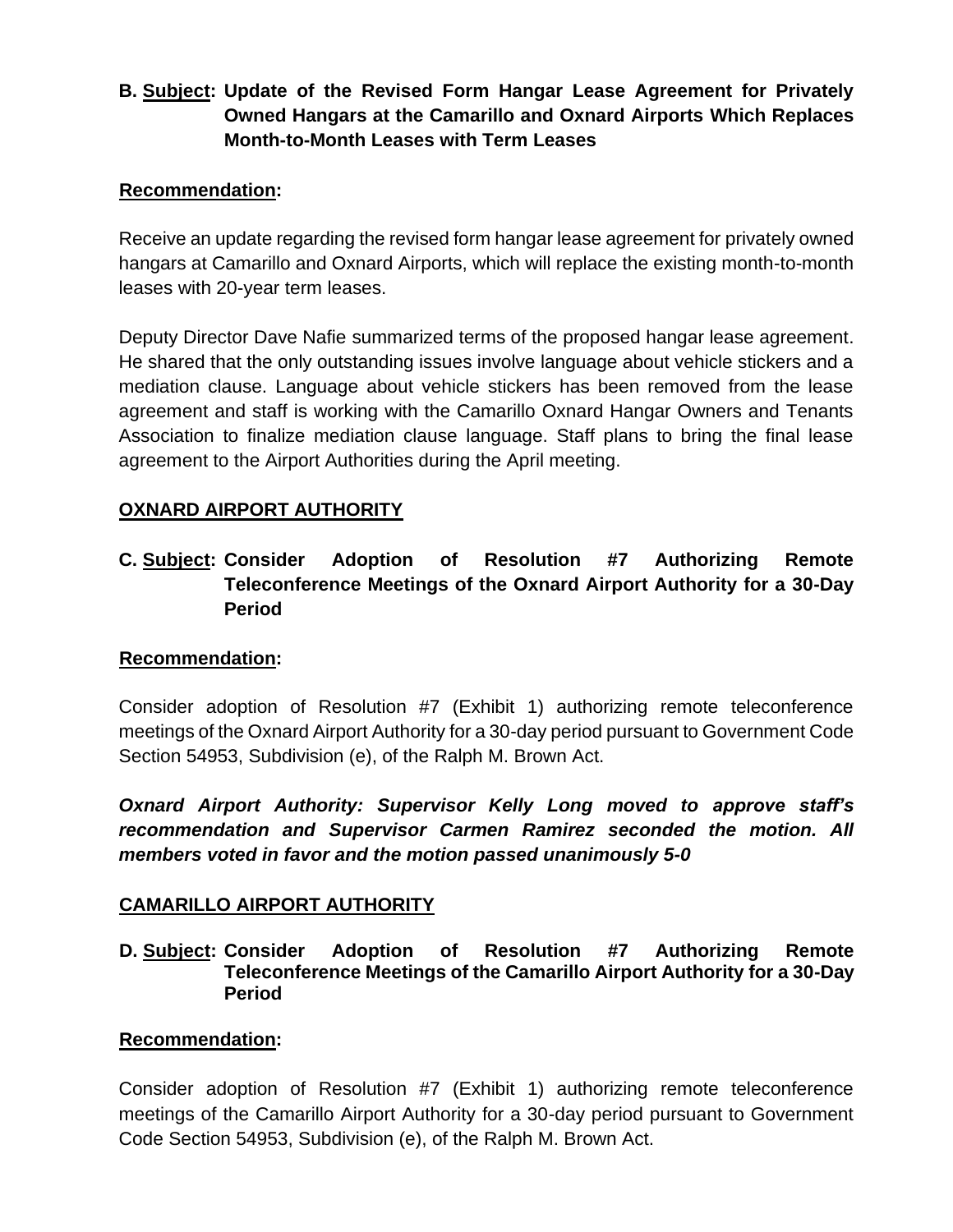**B. <u>Subject</u>: Update of the Revised Form Hangar Lease Agreement for Privately Owned Hangars at the Camarillo and Oxnard Airports Which Replaces Month-to-Month Leases with Term Leases**

**<u>Recommendation</u>:**

Receive an update regarding the revised form hangar lease agreement for privately owned hangars at Camarillo and Oxnard Airports, which will replace the existing month-to-month leases with 20-year term leases.

Deputy Director Dave Nafie summarized terms of the proposed hangar lease agreement. He shared that the only outstanding issues involve language about vehicle stickers and a mediation clause. Language about vehicle stickers has been removed from the lease agreement and staff is working with the Camarillo Oxnard Hangar Owners and Tenants Association to finalize mediation clause language. Staff plans to bring the final lease agreement to the Airport Authorities during the April meeting.

**<u>OXNARD AIRPORT AUTHORITY</u>**

**C. <u>Subject</u>: Consider Adoption of Resolution #7 Authorizing Remote Teleconference Meetings of the Oxnard Airport Authority for a 30-Day Period**

**<u>Recommendation</u>:**

Consider adoption of Resolution #7 (Exhibit 1) authorizing remote teleconference meetings of the Oxnard Airport Authority for a 30-day period pursuant to Government Code Section 54953, Subdivision (e), of the Ralph M. Brown Act.

***Oxnard Airport Authority: Supervisor Kelly Long moved to approve staff's recommendation and Supervisor Carmen Ramirez seconded the motion. All members voted in favor and the motion passed unanimously 5-0***

**<u>CAMARILLO AIRPORT AUTHORITY</u>**

**D. <u>Subject</u>: Consider Adoption of Resolution #7 Authorizing Remote Teleconference Meetings of the Camarillo Airport Authority for a 30-Day Period**

**<u>Recommendation</u>:**

Consider adoption of Resolution #7 (Exhibit 1) authorizing remote teleconference meetings of the Camarillo Airport Authority for a 30-day period pursuant to Government Code Section 54953, Subdivision (e), of the Ralph M. Brown Act.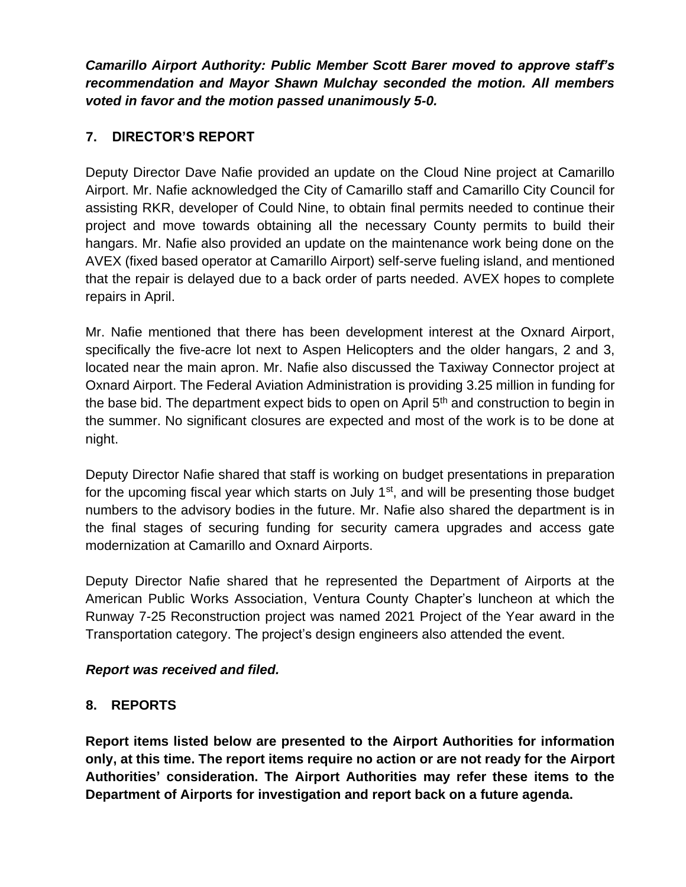***Camarillo Airport Authority: Public Member Scott Barer moved to approve staff's recommendation and Mayor Shawn Mulchay seconded the motion. All members voted in favor and the motion passed unanimously 5-0.***

## 7. DIRECTOR'S REPORT

Deputy Director Dave Nafie provided an update on the Cloud Nine project at Camarillo Airport. Mr. Nafie acknowledged the City of Camarillo staff and Camarillo City Council for assisting RKR, developer of Could Nine, to obtain final permits needed to continue their project and move towards obtaining all the necessary County permits to build their hangars. Mr. Nafie also provided an update on the maintenance work being done on the AVEX (fixed based operator at Camarillo Airport) self-serve fueling island, and mentioned that the repair is delayed due to a back order of parts needed. AVEX hopes to complete repairs in April.

Mr. Nafie mentioned that there has been development interest at the Oxnard Airport, specifically the five-acre lot next to Aspen Helicopters and the older hangars, 2 and 3, located near the main apron. Mr. Nafie also discussed the Taxiway Connector project at Oxnard Airport. The Federal Aviation Administration is providing 3.25 million in funding for the base bid. The department expect bids to open on April 5th and construction to begin in the summer. No significant closures are expected and most of the work is to be done at night.

Deputy Director Nafie shared that staff is working on budget presentations in preparation for the upcoming fiscal year which starts on July 1st, and will be presenting those budget numbers to the advisory bodies in the future. Mr. Nafie also shared the department is in the final stages of securing funding for security camera upgrades and access gate modernization at Camarillo and Oxnard Airports.

Deputy Director Nafie shared that he represented the Department of Airports at the American Public Works Association, Ventura County Chapter's luncheon at which the Runway 7-25 Reconstruction project was named 2021 Project of the Year award in the Transportation category. The project's design engineers also attended the event.

***Report was received and filed.***

## 8. REPORTS

**Report items listed below are presented to the Airport Authorities for information only, at this time. The report items require no action or are not ready for the Airport Authorities' consideration. The Airport Authorities may refer these items to the Department of Airports for investigation and report back on a future agenda.**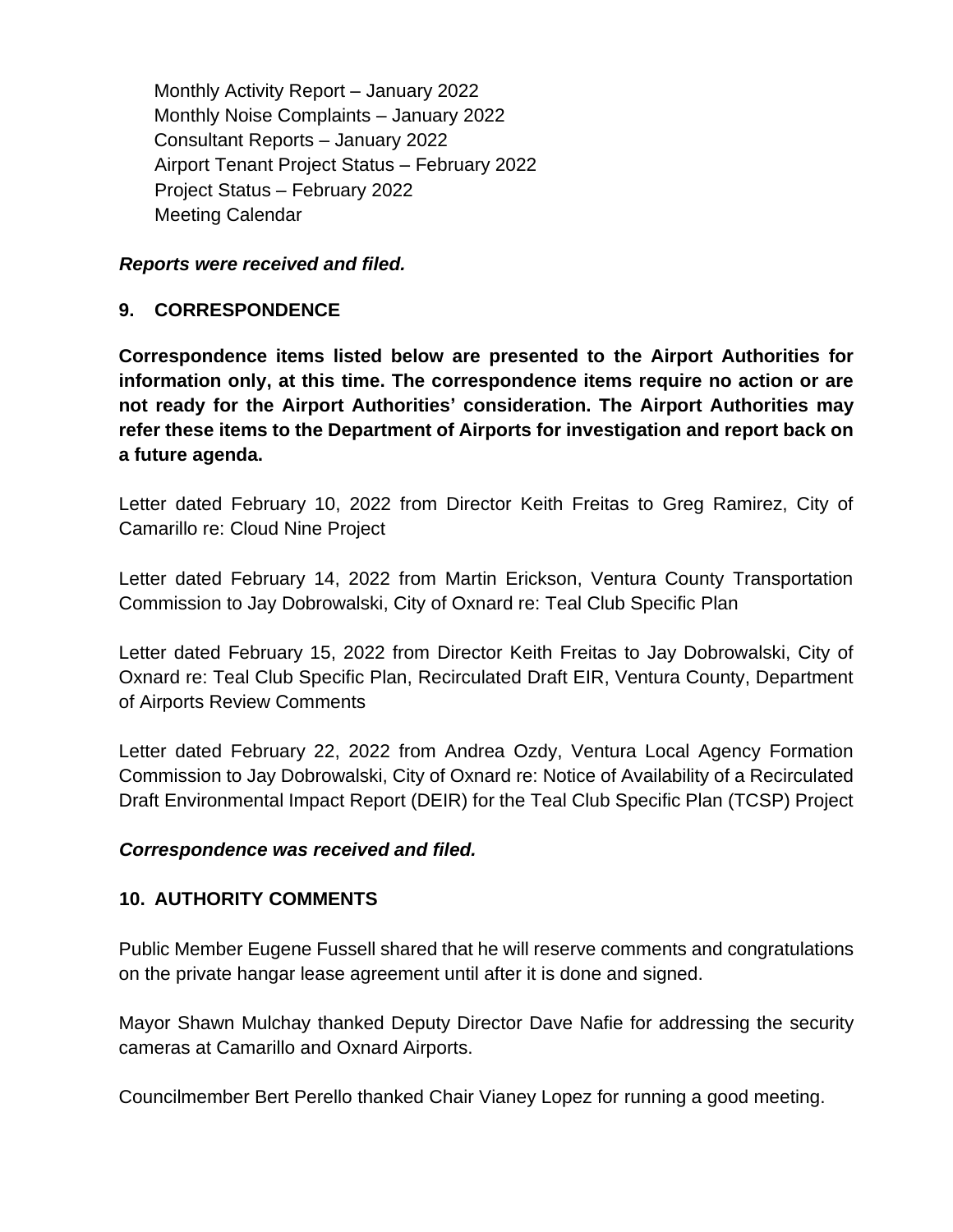Monthly Activity Report – January 2022
Monthly Noise Complaints – January 2022
Consultant Reports – January 2022
Airport Tenant Project Status – February 2022
Project Status – February 2022
Meeting Calendar

***Reports were received and filed.***

## 9. CORRESPONDENCE

**Correspondence items listed below are presented to the Airport Authorities for information only, at this time. The correspondence items require no action or are not ready for the Airport Authorities' consideration. The Airport Authorities may refer these items to the Department of Airports for investigation and report back on a future agenda.**

Letter dated February 10, 2022 from Director Keith Freitas to Greg Ramirez, City of Camarillo re: Cloud Nine Project

Letter dated February 14, 2022 from Martin Erickson, Ventura County Transportation Commission to Jay Dobrowalski, City of Oxnard re: Teal Club Specific Plan

Letter dated February 15, 2022 from Director Keith Freitas to Jay Dobrowalski, City of Oxnard re: Teal Club Specific Plan, Recirculated Draft EIR, Ventura County, Department of Airports Review Comments

Letter dated February 22, 2022 from Andrea Ozdy, Ventura Local Agency Formation Commission to Jay Dobrowalski, City of Oxnard re: Notice of Availability of a Recirculated Draft Environmental Impact Report (DEIR) for the Teal Club Specific Plan (TCSP) Project

***Correspondence was received and filed.***

## 10. AUTHORITY COMMENTS

Public Member Eugene Fussell shared that he will reserve comments and congratulations on the private hangar lease agreement until after it is done and signed.

Mayor Shawn Mulchay thanked Deputy Director Dave Nafie for addressing the security cameras at Camarillo and Oxnard Airports.

Councilmember Bert Perello thanked Chair Vianey Lopez for running a good meeting.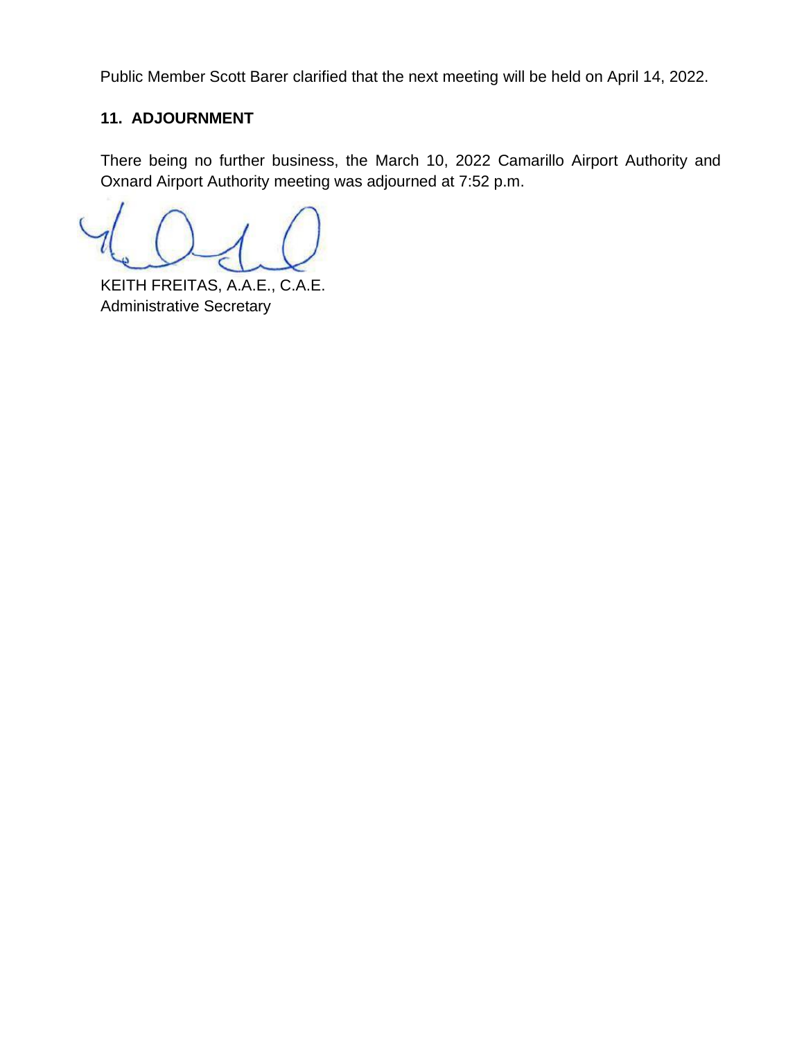Public Member Scott Barer clarified that the next meeting will be held on April 14, 2022.

## 11. ADJOURNMENT

There being no further business, the March 10, 2022 Camarillo Airport Authority and Oxnard Airport Authority meeting was adjourned at 7:52 p.m.

KEITH FREITAS, A.A.E., C.A.E.
Administrative Secretary